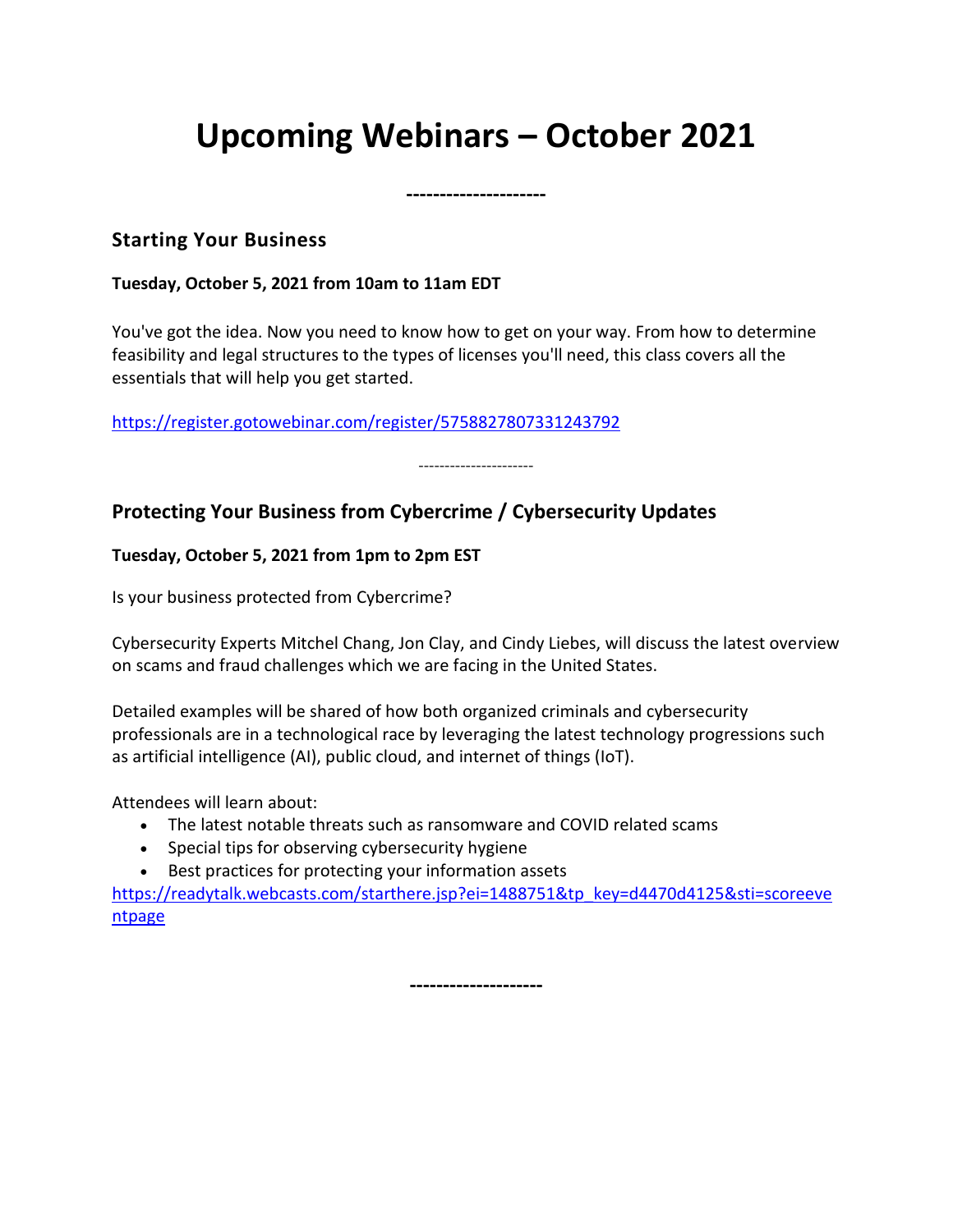# Upcoming Webinars – October 2021

--------------------

### Starting Your Business

**Tuesday, October 5, 2021 from 10am to 11am EDT**

You've got the idea. Now you need to know how to get on your way. From how to determine feasibility and legal structures to the types of licenses you'll need, this class covers all the essentials that will help you get started.

https://register.gotowebinar.com/register/5758827807331243792

---------------------

### Protecting Your Business from Cybercrime / Cybersecurity Updates

**Tuesday, October 5, 2021 from 1pm to 2pm EST**

Is your business protected from Cybercrime?

Cybersecurity Experts Mitchel Chang, Jon Clay, and Cindy Liebes, will discuss the latest overview on scams and fraud challenges which we are facing in the United States.

Detailed examples will be shared of how both organized criminals and cybersecurity professionals are in a technological race by leveraging the latest technology progressions such as artificial intelligence (AI), public cloud, and internet of things (IoT).

Attendees will learn about:

- The latest notable threats such as ransomware and COVID related scams
- Special tips for observing cybersecurity hygiene
- Best practices for protecting your information assets

https://readytalk.webcasts.com/starthere.jsp?ei=1488751&tp_key=d4470d4125&sti=scoreeventpage

--------------------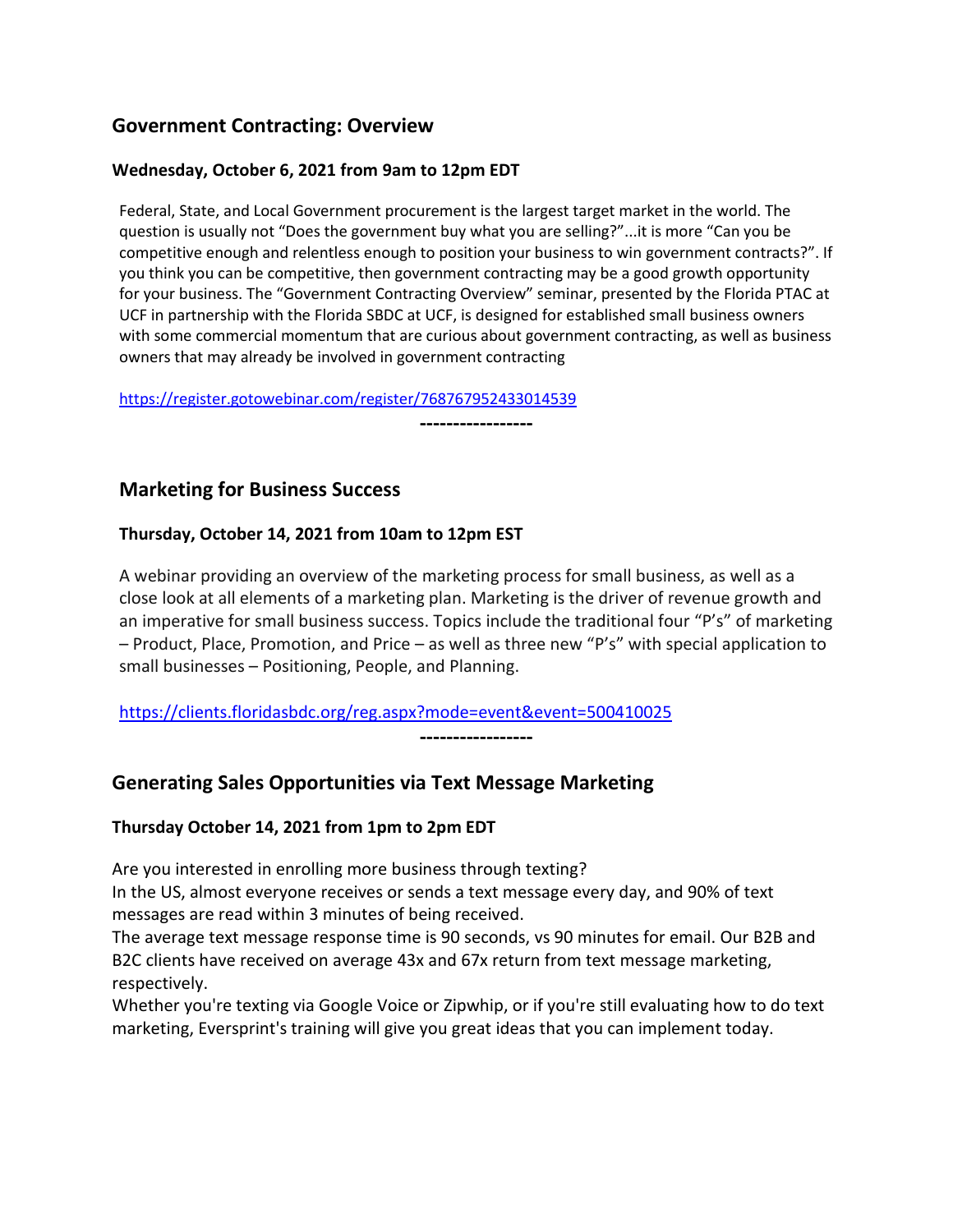## Government Contracting: Overview

**Wednesday, October 6, 2021 from 9am to 12pm EDT**

Federal, State, and Local Government procurement is the largest target market in the world. The question is usually not "Does the government buy what you are selling?"...it is more "Can you be competitive enough and relentless enough to position your business to win government contracts?". If you think you can be competitive, then government contracting may be a good growth opportunity for your business. The "Government Contracting Overview" seminar, presented by the Florida PTAC at UCF in partnership with the Florida SBDC at UCF, is designed for established small business owners with some commercial momentum that are curious about government contracting, as well as business owners that may already be involved in government contracting

https://register.gotowebinar.com/register/768767952433014539

-----------------

## Marketing for Business Success

**Thursday, October 14, 2021 from 10am to 12pm EST**

A webinar providing an overview of the marketing process for small business, as well as a close look at all elements of a marketing plan. Marketing is the driver of revenue growth and an imperative for small business success. Topics include the traditional four "P's" of marketing – Product, Place, Promotion, and Price – as well as three new "P's" with special application to small businesses – Positioning, People, and Planning.

https://clients.floridasbdc.org/reg.aspx?mode=event&event=500410025

-----------------

## Generating Sales Opportunities via Text Message Marketing

**Thursday October 14, 2021 from 1pm to 2pm EDT**

Are you interested in enrolling more business through texting?
In the US, almost everyone receives or sends a text message every day, and 90% of text messages are read within 3 minutes of being received.
The average text message response time is 90 seconds, vs 90 minutes for email. Our B2B and B2C clients have received on average 43x and 67x return from text message marketing, respectively.
Whether you're texting via Google Voice or Zipwhip, or if you're still evaluating how to do text marketing, Eversprint's training will give you great ideas that you can implement today.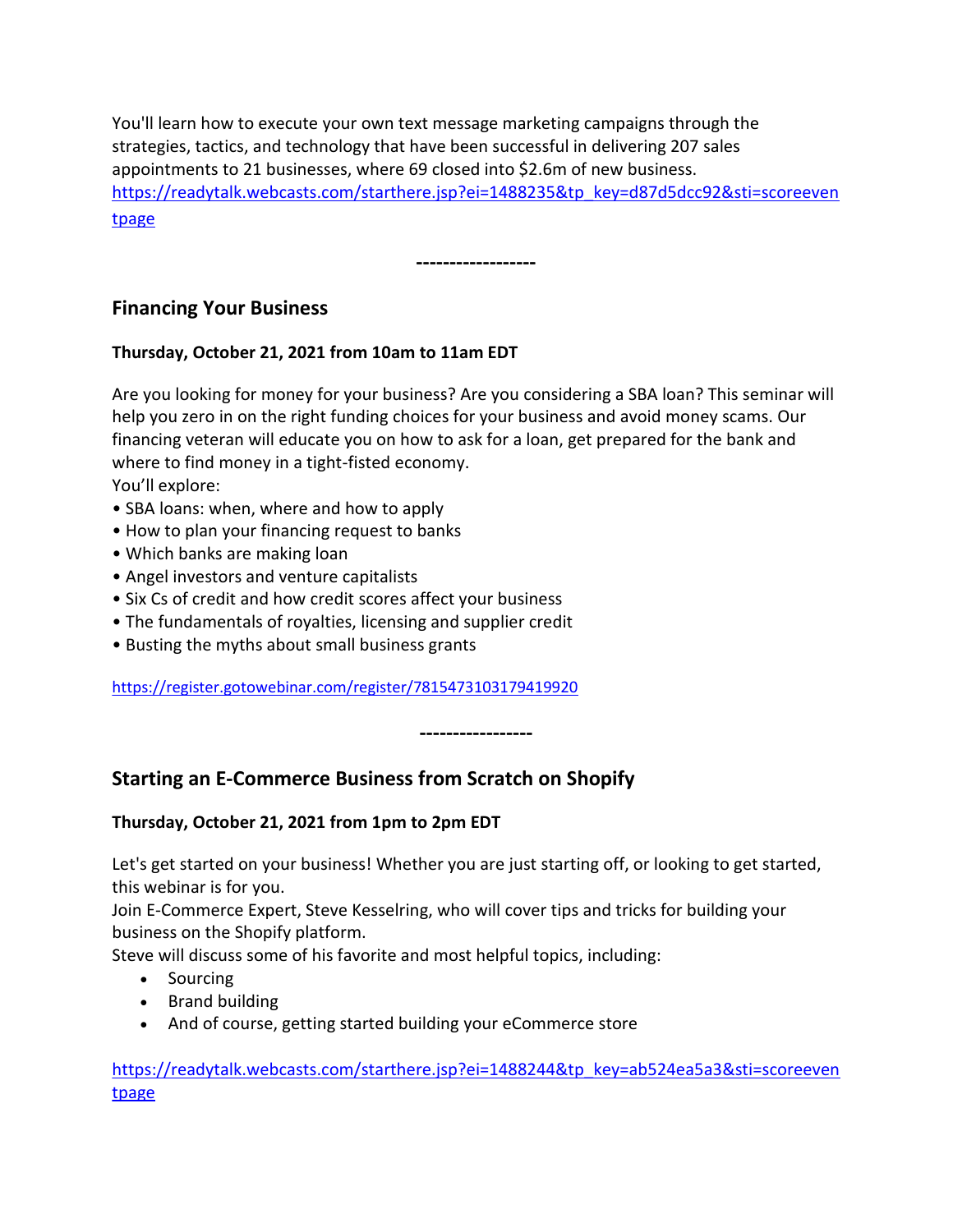You'll learn how to execute your own text message marketing campaigns through the strategies, tactics, and technology that have been successful in delivering 207 sales appointments to 21 businesses, where 69 closed into $2.6m of new business.
https://readytalk.webcasts.com/starthere.jsp?ei=1488235&tp_key=d87d5dcc92&sti=scoreeventpage

------------------

## Financing Your Business

**Thursday, October 21, 2021 from 10am to 11am EDT**

Are you looking for money for your business? Are you considering a SBA loan? This seminar will help you zero in on the right funding choices for your business and avoid money scams. Our financing veteran will educate you on how to ask for a loan, get prepared for the bank and where to find money in a tight-fisted economy.
You'll explore:

- SBA loans: when, where and how to apply
- How to plan your financing request to banks
- Which banks are making loan
- Angel investors and venture capitalists
- Six Cs of credit and how credit scores affect your business
- The fundamentals of royalties, licensing and supplier credit
- Busting the myths about small business grants

https://register.gotowebinar.com/register/7815473103179419920

-----------------

## Starting an E-Commerce Business from Scratch on Shopify

**Thursday, October 21, 2021 from 1pm to 2pm EDT**

Let's get started on your business! Whether you are just starting off, or looking to get started, this webinar is for you.
Join E-Commerce Expert, Steve Kesselring, who will cover tips and tricks for building your business on the Shopify platform.
Steve will discuss some of his favorite and most helpful topics, including:

- Sourcing
- Brand building
- And of course, getting started building your eCommerce store

https://readytalk.webcasts.com/starthere.jsp?ei=1488244&tp_key=ab524ea5a3&sti=scoreeventpage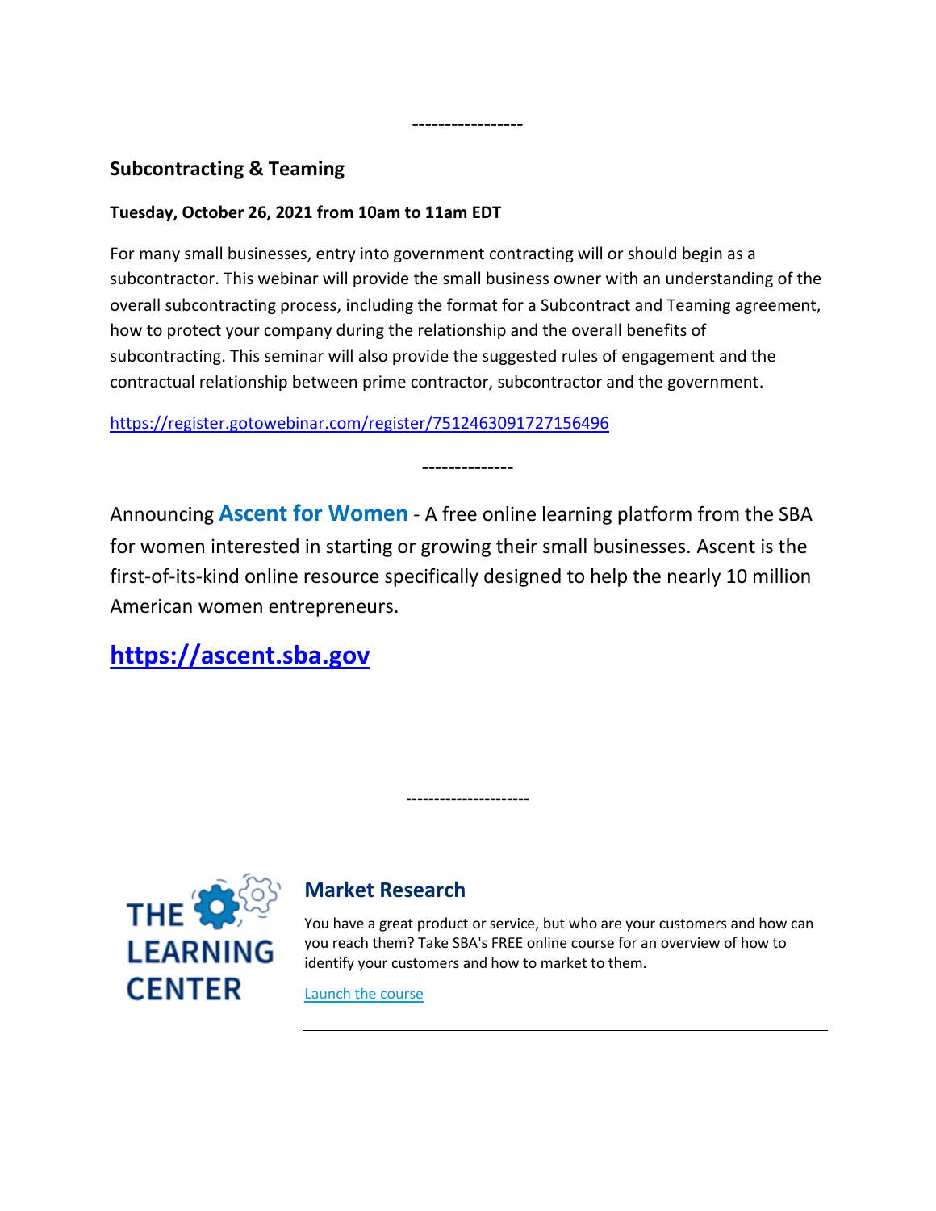----------------

## Subcontracting & Teaming

**Tuesday, October 26, 2021 from 10am to 11am EDT**

For many small businesses, entry into government contracting will or should begin as a subcontractor. This webinar will provide the small business owner with an understanding of the overall subcontracting process, including the format for a Subcontract and Teaming agreement, how to protect your company during the relationship and the overall benefits of subcontracting. This seminar will also provide the suggested rules of engagement and the contractual relationship between prime contractor, subcontractor and the government.

https://register.gotowebinar.com/register/7512463091727156496

--------------

Announcing **Ascent for Women** - A free online learning platform from the SBA for women interested in starting or growing their small businesses. Ascent is the first-of-its-kind online resource specifically designed to help the nearly 10 million American women entrepreneurs.

**https://ascent.sba.gov**

---------------------

THE LEARNING CENTER

### Market Research

You have a great product or service, but who are your customers and how can you reach them? Take SBA's FREE online course for an overview of how to identify your customers and how to market to them.

Launch the course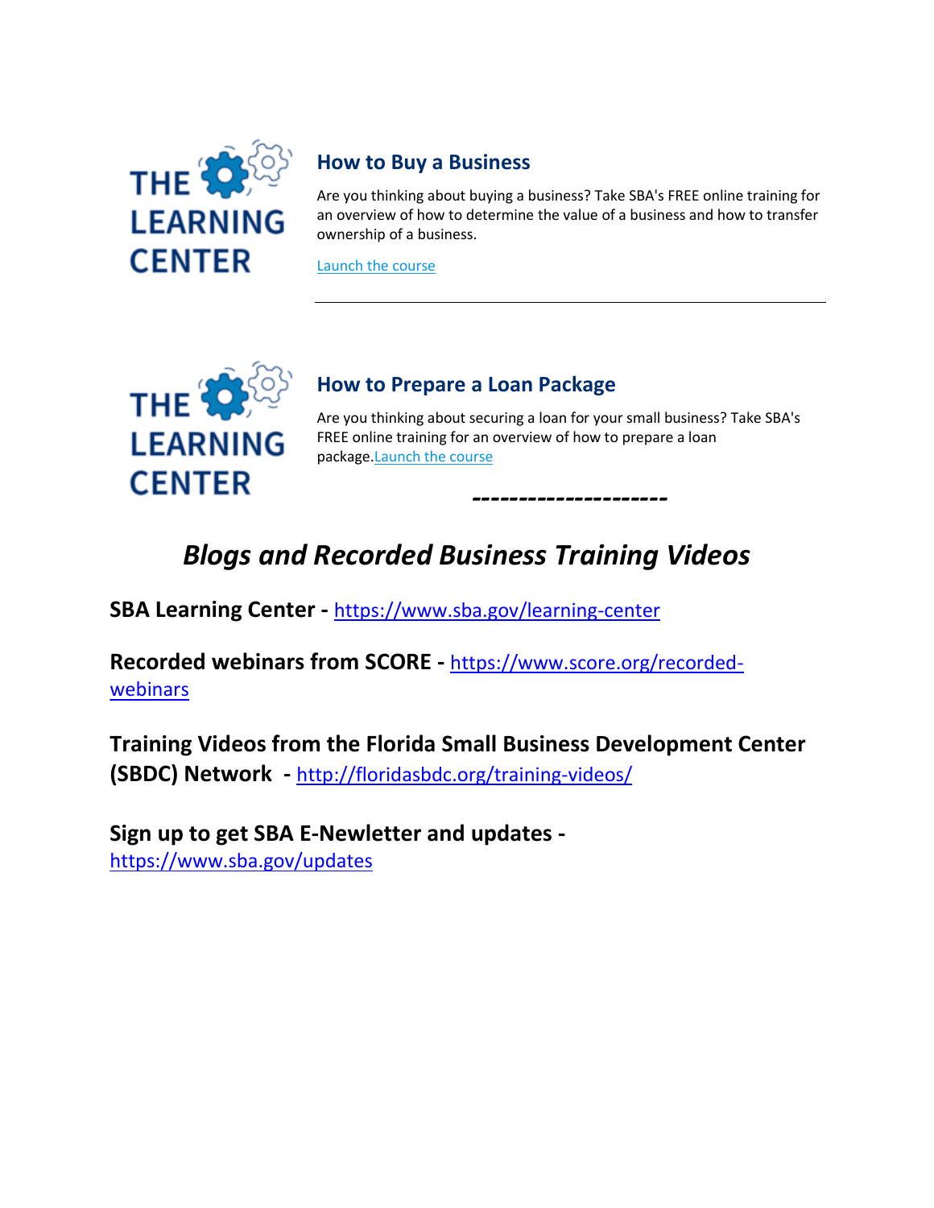THE LEARNING CENTER

### How to Buy a Business

Are you thinking about buying a business? Take SBA's FREE online training for an overview of how to determine the value of a business and how to transfer ownership of a business.

Launch the course

---

THE LEARNING CENTER

### How to Prepare a Loan Package

Are you thinking about securing a loan for your small business? Take SBA's FREE online training for an overview of how to prepare a loan package.Launch the course

--------------------

## *Blogs and Recorded Business Training Videos*

**SBA Learning Center -** https://www.sba.gov/learning-center

**Recorded webinars from SCORE -** https://www.score.org/recorded-webinars

**Training Videos from the Florida Small Business Development Center (SBDC) Network -** http://floridasbdc.org/training-videos/

**Sign up to get SBA E-Newletter and updates -** https://www.sba.gov/updates